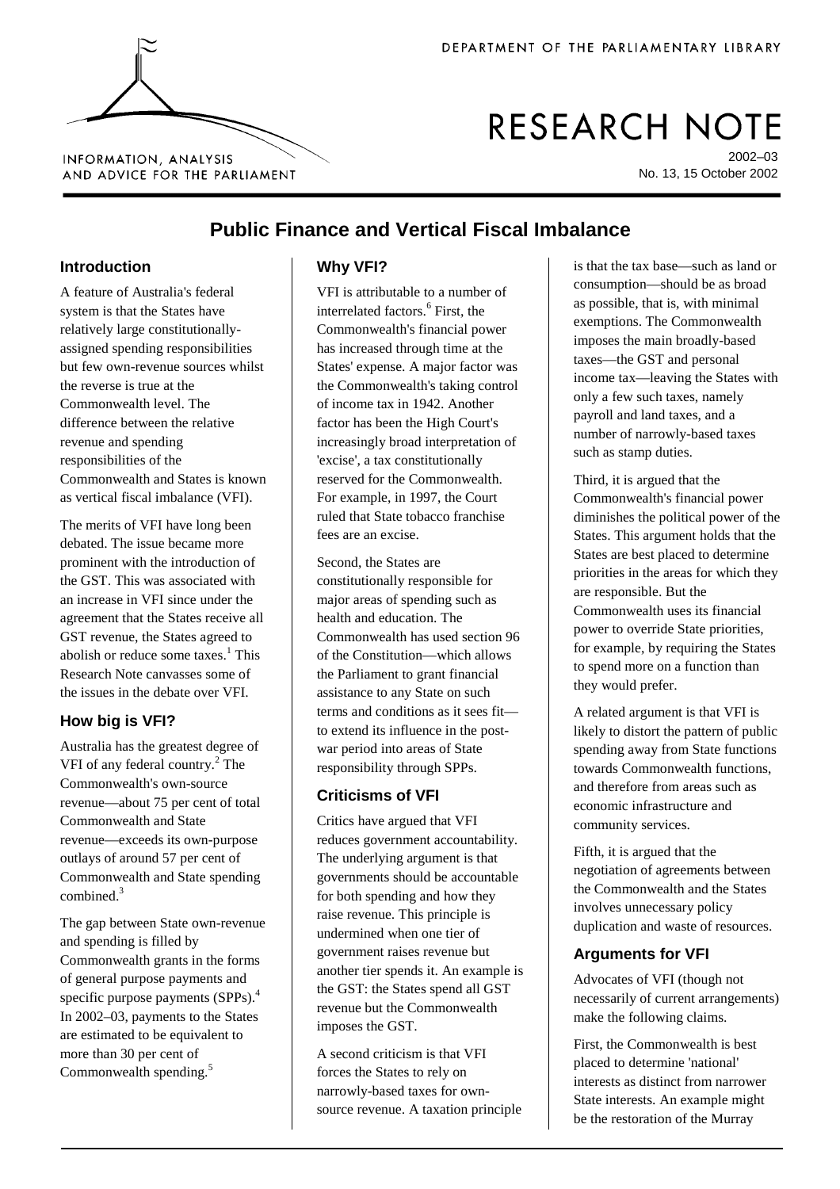DEPARTMENT OF THE PARLIAMENTARY LIBRARY

INFORMATION, ANALYSIS AND ADVICE FOR THE PARLIAMENT

# RESEARCH NOTE

2002–03
No. 13, 15 October 2002

# Public Finance and Vertical Fiscal Imbalance

## Introduction

A feature of Australia's federal system is that the States have relatively large constitutionally-assigned spending responsibilities but few own-revenue sources whilst the reverse is true at the Commonwealth level. The difference between the relative revenue and spending responsibilities of the Commonwealth and States is known as vertical fiscal imbalance (VFI).

The merits of VFI have long been debated. The issue became more prominent with the introduction of the GST. This was associated with an increase in VFI since under the agreement that the States receive all GST revenue, the States agreed to abolish or reduce some taxes.[1] This Research Note canvasses some of the issues in the debate over VFI.

## How big is VFI?

Australia has the greatest degree of VFI of any federal country.[2] The Commonwealth's own-source revenue—about 75 per cent of total Commonwealth and State revenue—exceeds its own-purpose outlays of around 57 per cent of Commonwealth and State spending combined.[3]

The gap between State own-revenue and spending is filled by Commonwealth grants in the forms of general purpose payments and specific purpose payments (SPPs).[4] In 2002–03, payments to the States are estimated to be equivalent to more than 30 per cent of Commonwealth spending.[5]

## Why VFI?

VFI is attributable to a number of interrelated factors.[6] First, the Commonwealth's financial power has increased through time at the States' expense. A major factor was the Commonwealth's taking control of income tax in 1942. Another factor has been the High Court's increasingly broad interpretation of 'excise', a tax constitutionally reserved for the Commonwealth. For example, in 1997, the Court ruled that State tobacco franchise fees are an excise.

Second, the States are constitutionally responsible for major areas of spending such as health and education. The Commonwealth has used section 96 of the Constitution—which allows the Parliament to grant financial assistance to any State on such terms and conditions as it sees fit—to extend its influence in the post-war period into areas of State responsibility through SPPs.

## Criticisms of VFI

Critics have argued that VFI reduces government accountability. The underlying argument is that governments should be accountable for both spending and how they raise revenue. This principle is undermined when one tier of government raises revenue but another tier spends it. An example is the GST: the States spend all GST revenue but the Commonwealth imposes the GST.

A second criticism is that VFI forces the States to rely on narrowly-based taxes for own-source revenue. A taxation principle is that the tax base—such as land or consumption—should be as broad as possible, that is, with minimal exemptions. The Commonwealth imposes the main broadly-based taxes—the GST and personal income tax—leaving the States with only a few such taxes, namely payroll and land taxes, and a number of narrowly-based taxes such as stamp duties.

Third, it is argued that the Commonwealth's financial power diminishes the political power of the States. This argument holds that the States are best placed to determine priorities in the areas for which they are responsible. But the Commonwealth uses its financial power to override State priorities, for example, by requiring the States to spend more on a function than they would prefer.

A related argument is that VFI is likely to distort the pattern of public spending away from State functions towards Commonwealth functions, and therefore from areas such as economic infrastructure and community services.

Fifth, it is argued that the negotiation of agreements between the Commonwealth and the States involves unnecessary policy duplication and waste of resources.

## Arguments for VFI

Advocates of VFI (though not necessarily of current arrangements) make the following claims.

First, the Commonwealth is best placed to determine 'national' interests as distinct from narrower State interests. An example might be the restoration of the Murray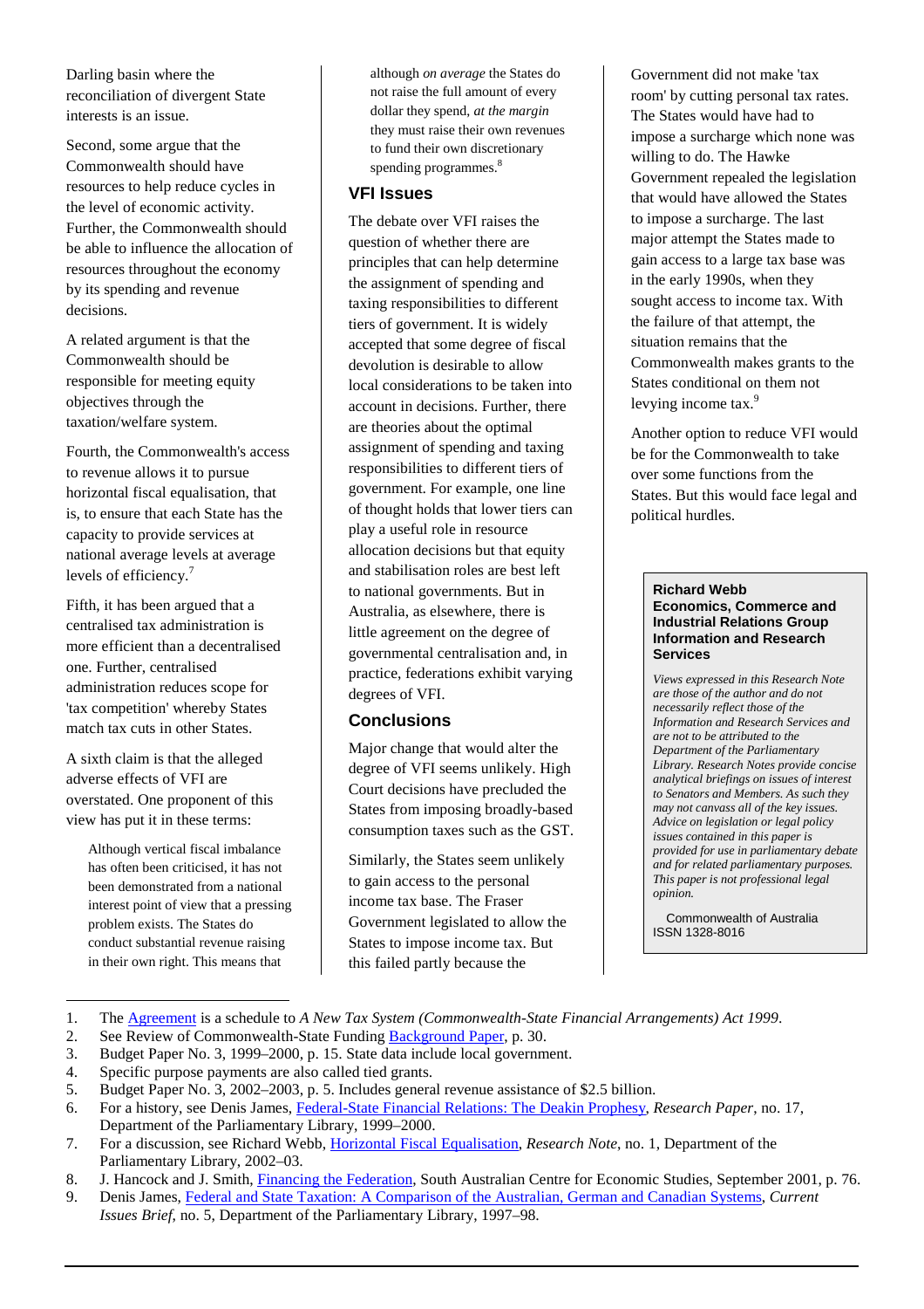Darling basin where the reconciliation of divergent State interests is an issue.

Second, some argue that the Commonwealth should have resources to help reduce cycles in the level of economic activity. Further, the Commonwealth should be able to influence the allocation of resources throughout the economy by its spending and revenue decisions.

A related argument is that the Commonwealth should be responsible for meeting equity objectives through the taxation/welfare system.

Fourth, the Commonwealth's access to revenue allows it to pursue horizontal fiscal equalisation, that is, to ensure that each State has the capacity to provide services at national average levels at average levels of efficiency.[7]

Fifth, it has been argued that a centralised tax administration is more efficient than a decentralised one. Further, centralised administration reduces scope for 'tax competition' whereby States match tax cuts in other States.

A sixth claim is that the alleged adverse effects of VFI are overstated. One proponent of this view has put it in these terms:

> Although vertical fiscal imbalance has often been criticised, it has not been demonstrated from a national interest point of view that a pressing problem exists. The States do conduct substantial revenue raising in their own right. This means that although *on average* the States do not raise the full amount of every dollar they spend, *at the margin* they must raise their own revenues to fund their own discretionary spending programmes.[8]

## VFI Issues

The debate over VFI raises the question of whether there are principles that can help determine the assignment of spending and taxing responsibilities to different tiers of government. It is widely accepted that some degree of fiscal devolution is desirable to allow local considerations to be taken into account in decisions. Further, there are theories about the optimal assignment of spending and taxing responsibilities to different tiers of government. For example, one line of thought holds that lower tiers can play a useful role in resource allocation decisions but that equity and stabilisation roles are best left to national governments. But in Australia, as elsewhere, there is little agreement on the degree of governmental centralisation and, in practice, federations exhibit varying degrees of VFI.

## Conclusions

Major change that would alter the degree of VFI seems unlikely. High Court decisions have precluded the States from imposing broadly-based consumption taxes such as the GST.

Similarly, the States seem unlikely to gain access to the personal income tax base. The Fraser Government legislated to allow the States to impose income tax. But this failed partly because the Government did not make 'tax room' by cutting personal tax rates. The States would have had to impose a surcharge which none was willing to do. The Hawke Government repealed the legislation that would have allowed the States to impose a surcharge. The last major attempt the States made to gain access to a large tax base was in the early 1990s, when they sought access to income tax. With the failure of that attempt, the situation remains that the Commonwealth makes grants to the States conditional on them not levying income tax.[9]

Another option to reduce VFI would be for the Commonwealth to take over some functions from the States. But this would face legal and political hurdles.

**Richard Webb**
**Economics, Commerce and Industrial Relations Group**
**Information and Research Services**

*Views expressed in this Research Note are those of the author and do not necessarily reflect those of the Information and Research Services and are not to be attributed to the Department of the Parliamentary Library. Research Notes provide concise analytical briefings on issues of interest to Senators and Members. As such they may not canvass all of the key issues. Advice on legislation or legal policy issues contained in this paper is provided for use in parliamentary debate and for related parliamentary purposes. This paper is not professional legal opinion.*

Commonwealth of Australia
ISSN 1328-8016

---

1. The Agreement is a schedule to *A New Tax System (Commonwealth-State Financial Arrangements) Act 1999*.
2. See Review of Commonwealth-State Funding Background Paper, p. 30.
3. Budget Paper No. 3, 1999–2000, p. 15. State data include local government.
4. Specific purpose payments are also called tied grants.
5. Budget Paper No. 3, 2002–2003, p. 5. Includes general revenue assistance of $2.5 billion.
6. For a history, see Denis James, Federal-State Financial Relations: The Deakin Prophesy, *Research Paper*, no. 17, Department of the Parliamentary Library, 1999–2000.
7. For a discussion, see Richard Webb, Horizontal Fiscal Equalisation, *Research Note*, no. 1, Department of the Parliamentary Library, 2002–03.
8. J. Hancock and J. Smith, Financing the Federation, South Australian Centre for Economic Studies, September 2001, p. 76.
9. Denis James, Federal and State Taxation: A Comparison of the Australian, German and Canadian Systems, *Current Issues Brief*, no. 5, Department of the Parliamentary Library, 1997–98.